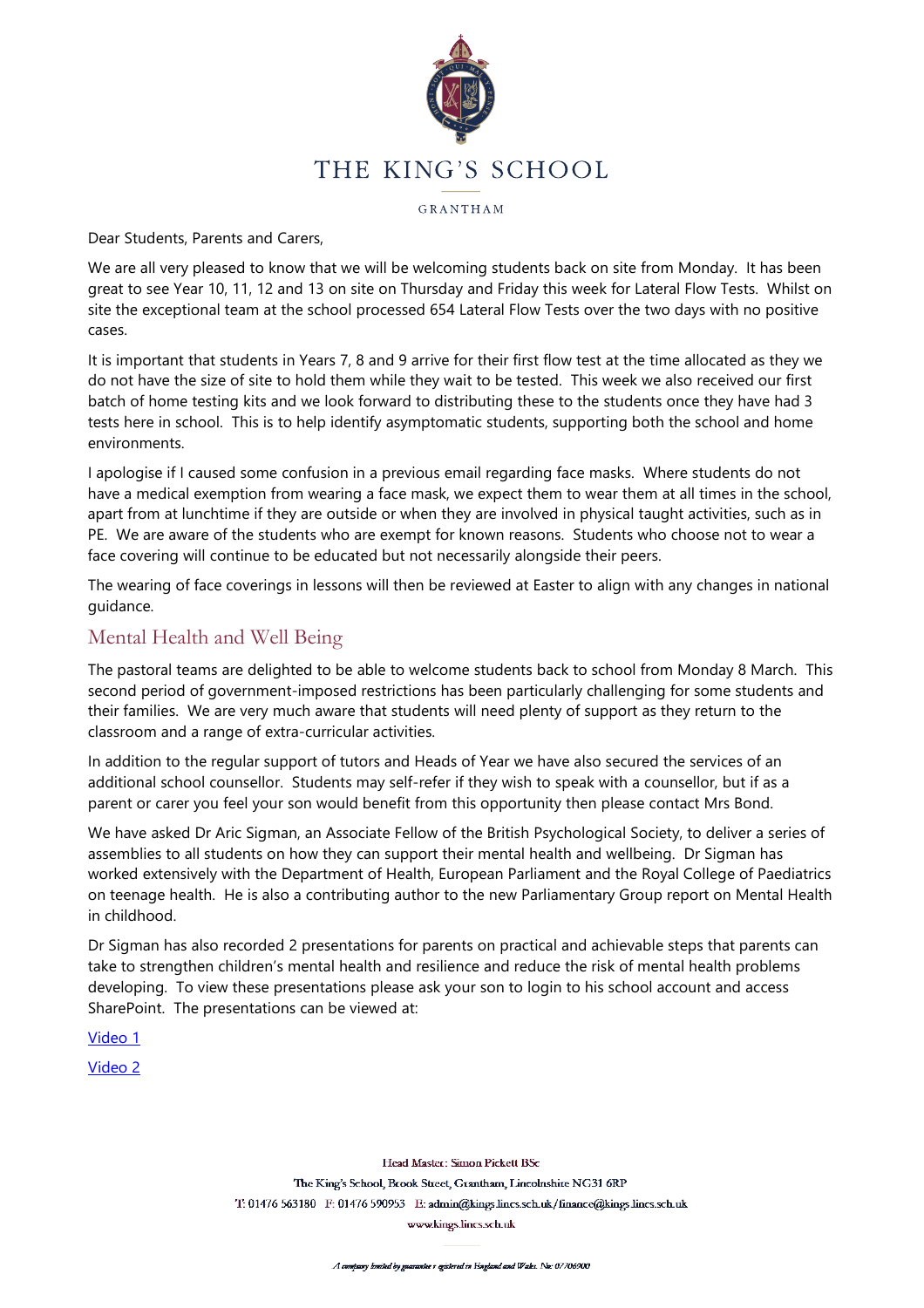# THE KING'S SCHOOL

GRANTHAM

Dear Students, Parents and Carers,

We are all very pleased to know that we will be welcoming students back on site from Monday. It has been great to see Year 10, 11, 12 and 13 on site on Thursday and Friday this week for Lateral Flow Tests. Whilst on site the exceptional team at the school processed 654 Lateral Flow Tests over the two days with no positive cases.

It is important that students in Years 7, 8 and 9 arrive for their first flow test at the time allocated as they we do not have the size of site to hold them while they wait to be tested. This week we also received our first batch of home testing kits and we look forward to distributing these to the students once they have had 3 tests here in school. This is to help identify asymptomatic students, supporting both the school and home environments.

I apologise if I caused some confusion in a previous email regarding face masks. Where students do not have a medical exemption from wearing a face mask, we expect them to wear them at all times in the school, apart from at lunchtime if they are outside or when they are involved in physical taught activities, such as in PE. We are aware of the students who are exempt for known reasons. Students who choose not to wear a face covering will continue to be educated but not necessarily alongside their peers.

The wearing of face coverings in lessons will then be reviewed at Easter to align with any changes in national guidance.

## Mental Health and Well Being

The pastoral teams are delighted to be able to welcome students back to school from Monday 8 March. This second period of government-imposed restrictions has been particularly challenging for some students and their families. We are very much aware that students will need plenty of support as they return to the classroom and a range of extra-curricular activities.

In addition to the regular support of tutors and Heads of Year we have also secured the services of an additional school counsellor. Students may self-refer if they wish to speak with a counsellor, but if as a parent or carer you feel your son would benefit from this opportunity then please contact Mrs Bond.

We have asked Dr Aric Sigman, an Associate Fellow of the British Psychological Society, to deliver a series of assemblies to all students on how they can support their mental health and wellbeing. Dr Sigman has worked extensively with the Department of Health, European Parliament and the Royal College of Paediatrics on teenage health. He is also a contributing author to the new Parliamentary Group report on Mental Health in childhood.

Dr Sigman has also recorded 2 presentations for parents on practical and achievable steps that parents can take to strengthen children's mental health and resilience and reduce the risk of mental health problems developing. To view these presentations please ask your son to login to his school account and access SharePoint. The presentations can be viewed at:

Video 1

Video 2

Head Master: Simon Pickett BSc

The King's School, Brook Street, Grantham, Lincolnshire NG31 6RP

T: 01476 563180 F: 01476 590953 E: admin@kings.lincs.sch.uk/finance@kings.lincs.sch.uk

www.kings.lincs.sch.uk

*A company limited by guarantee registered in England and Wales. No: 07706900*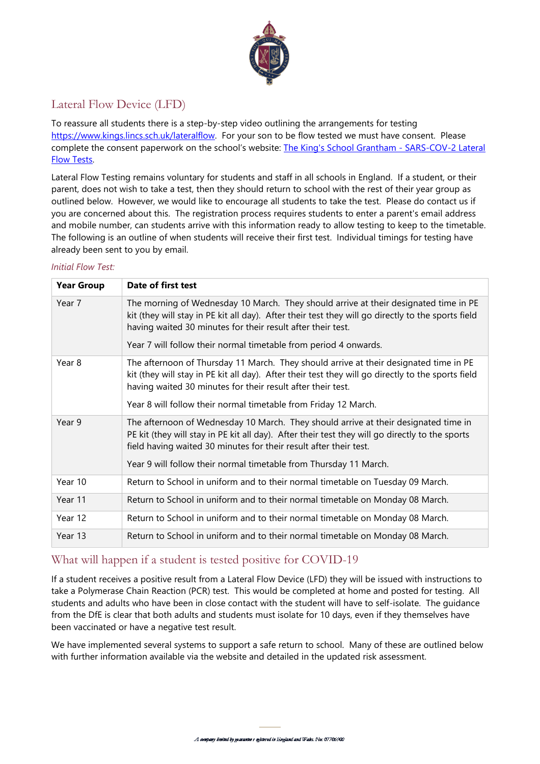## Lateral Flow Device (LFD)

To reassure all students there is a step-by-step video outlining the arrangements for testing https://www.kings.lincs.sch.uk/lateralflow. For your son to be flow tested we must have consent. Please complete the consent paperwork on the school's website: [The King's School Grantham - SARS-COV-2 Lateral Flow Tests](https://www.kings.lincs.sch.uk/lateralflow).

Lateral Flow Testing remains voluntary for students and staff in all schools in England. If a student, or their parent, does not wish to take a test, then they should return to school with the rest of their year group as outlined below. However, we would like to encourage all students to take the test. Please do contact us if you are concerned about this. The registration process requires students to enter a parent's email address and mobile number, can students arrive with this information ready to allow testing to keep to the timetable. The following is an outline of when students will receive their first test. Individual timings for testing have already been sent to you by email.

*Initial Flow Test:*

| Year Group | Date of first test |
|---|---|
| Year 7 | The morning of Wednesday 10 March. They should arrive at their designated time in PE kit (they will stay in PE kit all day). After their test they will go directly to the sports field having waited 30 minutes for their result after their test.<br><br>Year 7 will follow their normal timetable from period 4 onwards. |
| Year 8 | The afternoon of Thursday 11 March. They should arrive at their designated time in PE kit (they will stay in PE kit all day). After their test they will go directly to the sports field having waited 30 minutes for their result after their test.<br><br>Year 8 will follow their normal timetable from Friday 12 March. |
| Year 9 | The afternoon of Wednesday 10 March. They should arrive at their designated time in PE kit (they will stay in PE kit all day). After their test they will go directly to the sports field having waited 30 minutes for their result after their test.<br><br>Year 9 will follow their normal timetable from Thursday 11 March. |
| Year 10 | Return to School in uniform and to their normal timetable on Tuesday 09 March. |
| Year 11 | Return to School in uniform and to their normal timetable on Monday 08 March. |
| Year 12 | Return to School in uniform and to their normal timetable on Monday 08 March. |
| Year 13 | Return to School in uniform and to their normal timetable on Monday 08 March. |

## What will happen if a student is tested positive for COVID-19

If a student receives a positive result from a Lateral Flow Device (LFD) they will be issued with instructions to take a Polymerase Chain Reaction (PCR) test. This would be completed at home and posted for testing. All students and adults who have been in close contact with the student will have to self-isolate. The guidance from the DfE is clear that both adults and students must isolate for 10 days, even if they themselves have been vaccinated or have a negative test result.

We have implemented several systems to support a safe return to school. Many of these are outlined below with further information available via the website and detailed in the updated risk assessment.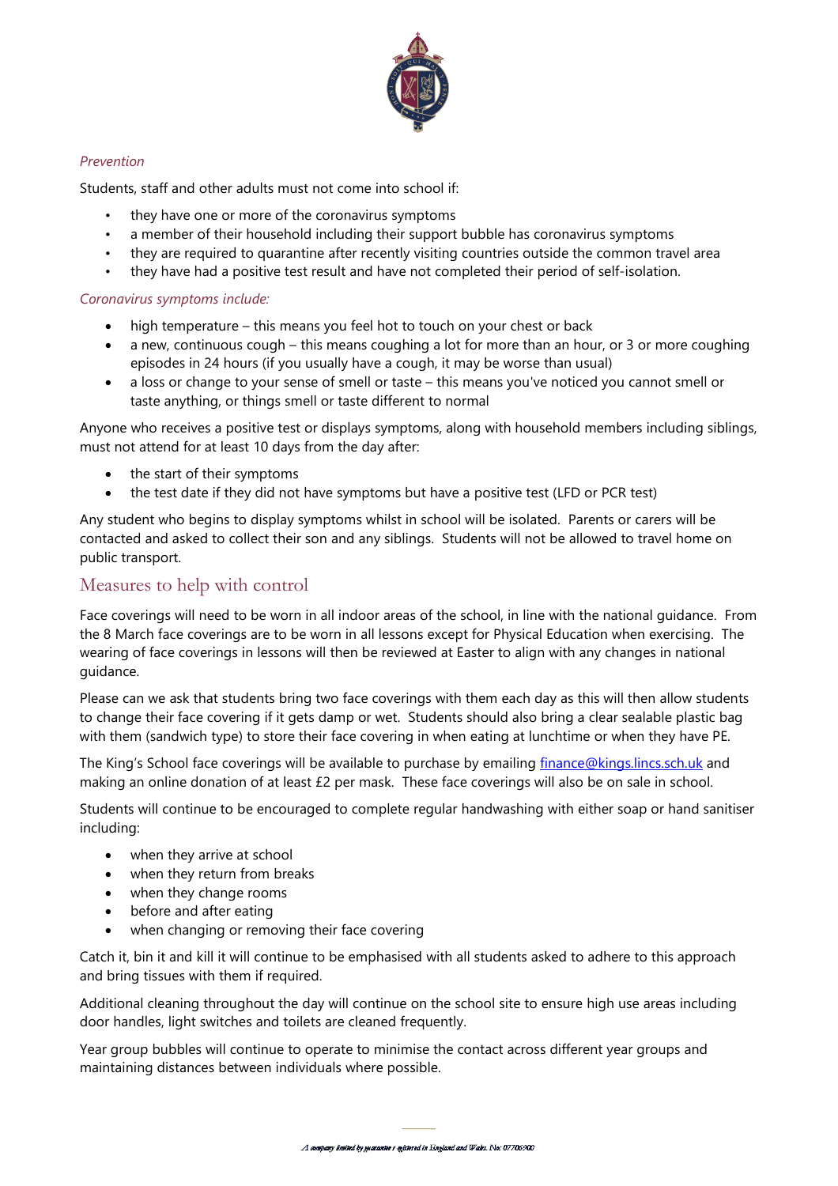*Prevention*

Students, staff and other adults must not come into school if:

- they have one or more of the coronavirus symptoms
- a member of their household including their support bubble has coronavirus symptoms
- they are required to quarantine after recently visiting countries outside the common travel area
- they have had a positive test result and have not completed their period of self-isolation.

*Coronavirus symptoms include:*

- high temperature – this means you feel hot to touch on your chest or back
- a new, continuous cough – this means coughing a lot for more than an hour, or 3 or more coughing episodes in 24 hours (if you usually have a cough, it may be worse than usual)
- a loss or change to your sense of smell or taste – this means you've noticed you cannot smell or taste anything, or things smell or taste different to normal

Anyone who receives a positive test or displays symptoms, along with household members including siblings, must not attend for at least 10 days from the day after:

- the start of their symptoms
- the test date if they did not have symptoms but have a positive test (LFD or PCR test)

Any student who begins to display symptoms whilst in school will be isolated. Parents or carers will be contacted and asked to collect their son and any siblings. Students will not be allowed to travel home on public transport.

## Measures to help with control

Face coverings will need to be worn in all indoor areas of the school, in line with the national guidance. From the 8 March face coverings are to be worn in all lessons except for Physical Education when exercising. The wearing of face coverings in lessons will then be reviewed at Easter to align with any changes in national guidance.

Please can we ask that students bring two face coverings with them each day as this will then allow students to change their face covering if it gets damp or wet. Students should also bring a clear sealable plastic bag with them (sandwich type) to store their face covering in when eating at lunchtime or when they have PE.

The King's School face coverings will be available to purchase by emailing finance@kings.lincs.sch.uk and making an online donation of at least £2 per mask. These face coverings will also be on sale in school.

Students will continue to be encouraged to complete regular handwashing with either soap or hand sanitiser including:

- when they arrive at school
- when they return from breaks
- when they change rooms
- before and after eating
- when changing or removing their face covering

Catch it, bin it and kill it will continue to be emphasised with all students asked to adhere to this approach and bring tissues with them if required.

Additional cleaning throughout the day will continue on the school site to ensure high use areas including door handles, light switches and toilets are cleaned frequently.

Year group bubbles will continue to operate to minimise the contact across different year groups and maintaining distances between individuals where possible.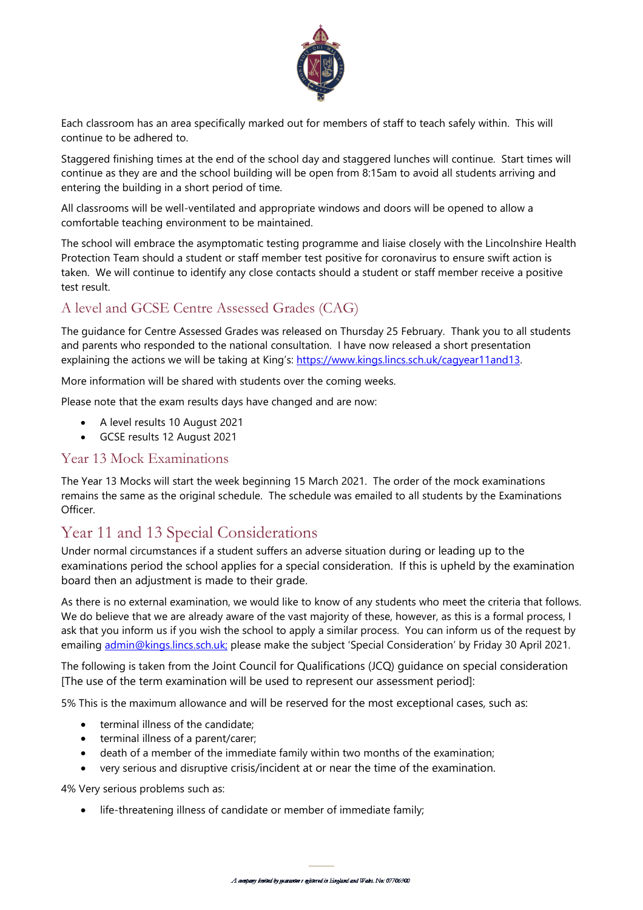Each classroom has an area specifically marked out for members of staff to teach safely within. This will continue to be adhered to.

Staggered finishing times at the end of the school day and staggered lunches will continue. Start times will continue as they are and the school building will be open from 8:15am to avoid all students arriving and entering the building in a short period of time.

All classrooms will be well-ventilated and appropriate windows and doors will be opened to allow a comfortable teaching environment to be maintained.

The school will embrace the asymptomatic testing programme and liaise closely with the Lincolnshire Health Protection Team should a student or staff member test positive for coronavirus to ensure swift action is taken. We will continue to identify any close contacts should a student or staff member receive a positive test result.

## A level and GCSE Centre Assessed Grades (CAG)

The guidance for Centre Assessed Grades was released on Thursday 25 February. Thank you to all students and parents who responded to the national consultation. I have now released a short presentation explaining the actions we will be taking at King's: https://www.kings.lincs.sch.uk/cagyear11and13.

More information will be shared with students over the coming weeks.

Please note that the exam results days have changed and are now:

- A level results 10 August 2021
- GCSE results 12 August 2021

## Year 13 Mock Examinations

The Year 13 Mocks will start the week beginning 15 March 2021. The order of the mock examinations remains the same as the original schedule. The schedule was emailed to all students by the Examinations Officer.

## Year 11 and 13 Special Considerations

Under normal circumstances if a student suffers an adverse situation during or leading up to the examinations period the school applies for a special consideration. If this is upheld by the examination board then an adjustment is made to their grade.

As there is no external examination, we would like to know of any students who meet the criteria that follows. We do believe that we are already aware of the vast majority of these, however, as this is a formal process, I ask that you inform us if you wish the school to apply a similar process. You can inform us of the request by emailing admin@kings.lincs.sch.uk; please make the subject 'Special Consideration' by Friday 30 April 2021.

The following is taken from the Joint Council for Qualifications (JCQ) guidance on special consideration [The use of the term examination will be used to represent our assessment period]:

5% This is the maximum allowance and will be reserved for the most exceptional cases, such as:

- terminal illness of the candidate;
- terminal illness of a parent/carer;
- death of a member of the immediate family within two months of the examination;
- very serious and disruptive crisis/incident at or near the time of the examination.

4% Very serious problems such as:

- life-threatening illness of candidate or member of immediate family;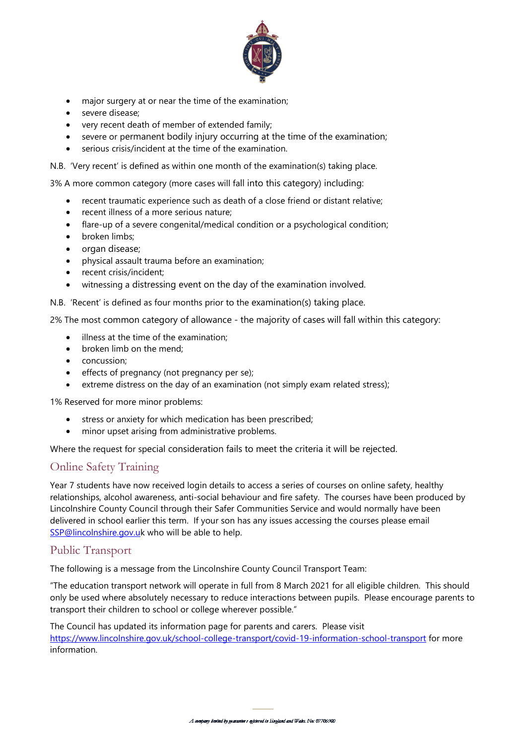- major surgery at or near the time of the examination;
- severe disease;
- very recent death of member of extended family;
- severe or permanent bodily injury occurring at the time of the examination;
- serious crisis/incident at the time of the examination.

N.B. 'Very recent' is defined as within one month of the examination(s) taking place.

3% A more common category (more cases will fall into this category) including:

- recent traumatic experience such as death of a close friend or distant relative;
- recent illness of a more serious nature;
- flare-up of a severe congenital/medical condition or a psychological condition;
- broken limbs;
- organ disease;
- physical assault trauma before an examination;
- recent crisis/incident;
- witnessing a distressing event on the day of the examination involved.

N.B. 'Recent' is defined as four months prior to the examination(s) taking place.

2% The most common category of allowance - the majority of cases will fall within this category:

- illness at the time of the examination;
- broken limb on the mend;
- concussion;
- effects of pregnancy (not pregnancy per se);
- extreme distress on the day of an examination (not simply exam related stress);

1% Reserved for more minor problems:

- stress or anxiety for which medication has been prescribed;
- minor upset arising from administrative problems.

Where the request for special consideration fails to meet the criteria it will be rejected.

## Online Safety Training

Year 7 students have now received login details to access a series of courses on online safety, healthy relationships, alcohol awareness, anti-social behaviour and fire safety. The courses have been produced by Lincolnshire County Council through their Safer Communities Service and would normally have been delivered in school earlier this term. If your son has any issues accessing the courses please email SSP@lincolnshire.gov.uk who will be able to help.

## Public Transport

The following is a message from the Lincolnshire County Council Transport Team:

"The education transport network will operate in full from 8 March 2021 for all eligible children. This should only be used where absolutely necessary to reduce interactions between pupils. Please encourage parents to transport their children to school or college wherever possible."

The Council has updated its information page for parents and carers. Please visit https://www.lincolnshire.gov.uk/school-college-transport/covid-19-information-school-transport for more information.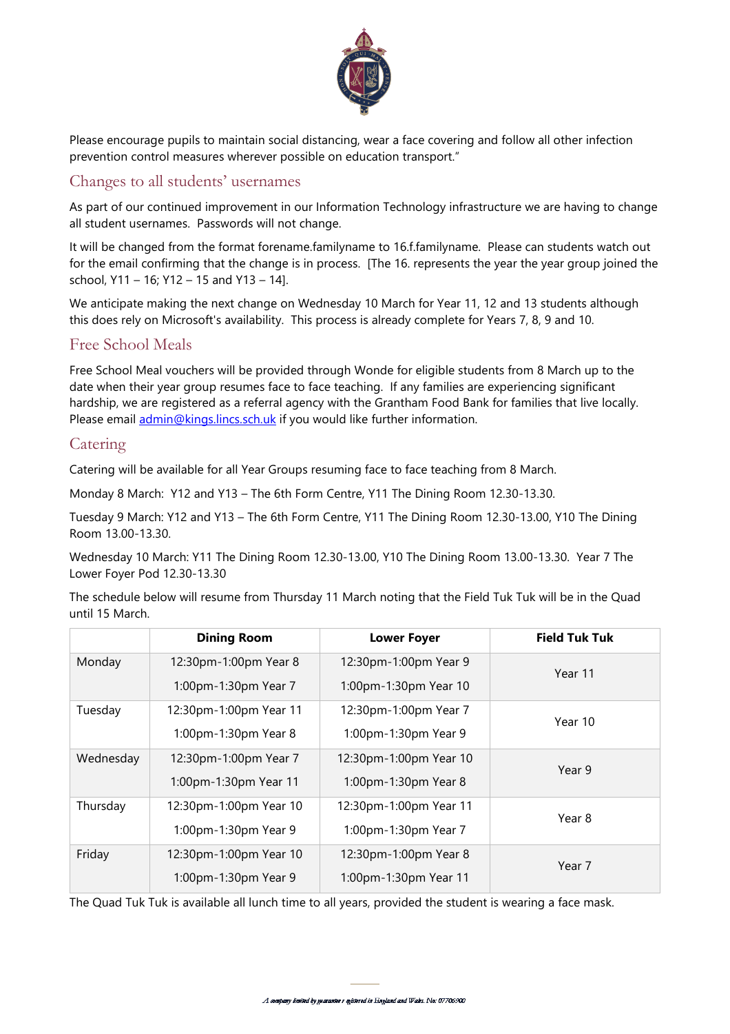Please encourage pupils to maintain social distancing, wear a face covering and follow all other infection prevention control measures wherever possible on education transport."

## Changes to all students' usernames

As part of our continued improvement in our Information Technology infrastructure we are having to change all student usernames. Passwords will not change.

It will be changed from the format forename.familyname to 16.f.familyname. Please can students watch out for the email confirming that the change is in process. [The 16. represents the year the year group joined the school, Y11 – 16; Y12 – 15 and Y13 – 14].

We anticipate making the next change on Wednesday 10 March for Year 11, 12 and 13 students although this does rely on Microsoft's availability. This process is already complete for Years 7, 8, 9 and 10.

## Free School Meals

Free School Meal vouchers will be provided through Wonde for eligible students from 8 March up to the date when their year group resumes face to face teaching. If any families are experiencing significant hardship, we are registered as a referral agency with the Grantham Food Bank for families that live locally. Please email admin@kings.lincs.sch.uk if you would like further information.

## Catering

Catering will be available for all Year Groups resuming face to face teaching from 8 March.

Monday 8 March: Y12 and Y13 – The 6th Form Centre, Y11 The Dining Room 12.30-13.30.

Tuesday 9 March: Y12 and Y13 – The 6th Form Centre, Y11 The Dining Room 12.30-13.00, Y10 The Dining Room 13.00-13.30.

Wednesday 10 March: Y11 The Dining Room 12.30-13.00, Y10 The Dining Room 13.00-13.30. Year 7 The Lower Foyer Pod 12.30-13.30

The schedule below will resume from Thursday 11 March noting that the Field Tuk Tuk will be in the Quad until 15 March.

| | Dining Room | Lower Foyer | Field Tuk Tuk |
|---|---|---|---|
| Monday | 12:30pm-1:00pm Year 8<br>1:00pm-1:30pm Year 7 | 12:30pm-1:00pm Year 9<br>1:00pm-1:30pm Year 10 | Year 11 |
| Tuesday | 12:30pm-1:00pm Year 11<br>1:00pm-1:30pm Year 8 | 12:30pm-1:00pm Year 7<br>1:00pm-1:30pm Year 9 | Year 10 |
| Wednesday | 12:30pm-1:00pm Year 7<br>1:00pm-1:30pm Year 11 | 12:30pm-1:00pm Year 10<br>1:00pm-1:30pm Year 8 | Year 9 |
| Thursday | 12:30pm-1:00pm Year 10<br>1:00pm-1:30pm Year 9 | 12:30pm-1:00pm Year 11<br>1:00pm-1:30pm Year 7 | Year 8 |
| Friday | 12:30pm-1:00pm Year 10<br>1:00pm-1:30pm Year 9 | 12:30pm-1:00pm Year 8<br>1:00pm-1:30pm Year 11 | Year 7 |

The Quad Tuk Tuk is available all lunch time to all years, provided the student is wearing a face mask.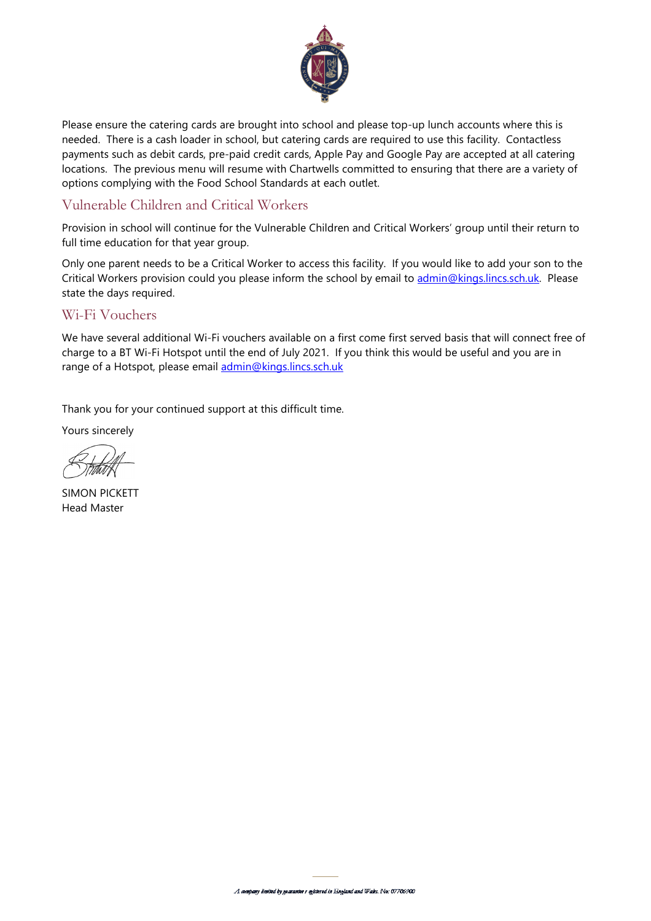Please ensure the catering cards are brought into school and please top-up lunch accounts where this is needed. There is a cash loader in school, but catering cards are required to use this facility. Contactless payments such as debit cards, pre-paid credit cards, Apple Pay and Google Pay are accepted at all catering locations. The previous menu will resume with Chartwells committed to ensuring that there are a variety of options complying with the Food School Standards at each outlet.

## Vulnerable Children and Critical Workers

Provision in school will continue for the Vulnerable Children and Critical Workers' group until their return to full time education for that year group.

Only one parent needs to be a Critical Worker to access this facility. If you would like to add your son to the Critical Workers provision could you please inform the school by email to admin@kings.lincs.sch.uk. Please state the days required.

## Wi-Fi Vouchers

We have several additional Wi-Fi vouchers available on a first come first served basis that will connect free of charge to a BT Wi-Fi Hotspot until the end of July 2021. If you think this would be useful and you are in range of a Hotspot, please email admin@kings.lincs.sch.uk

Thank you for your continued support at this difficult time.

Yours sincerely

SIMON PICKETT
Head Master

*A company limited by guarantee registered in England and Wales. No: 07706900*